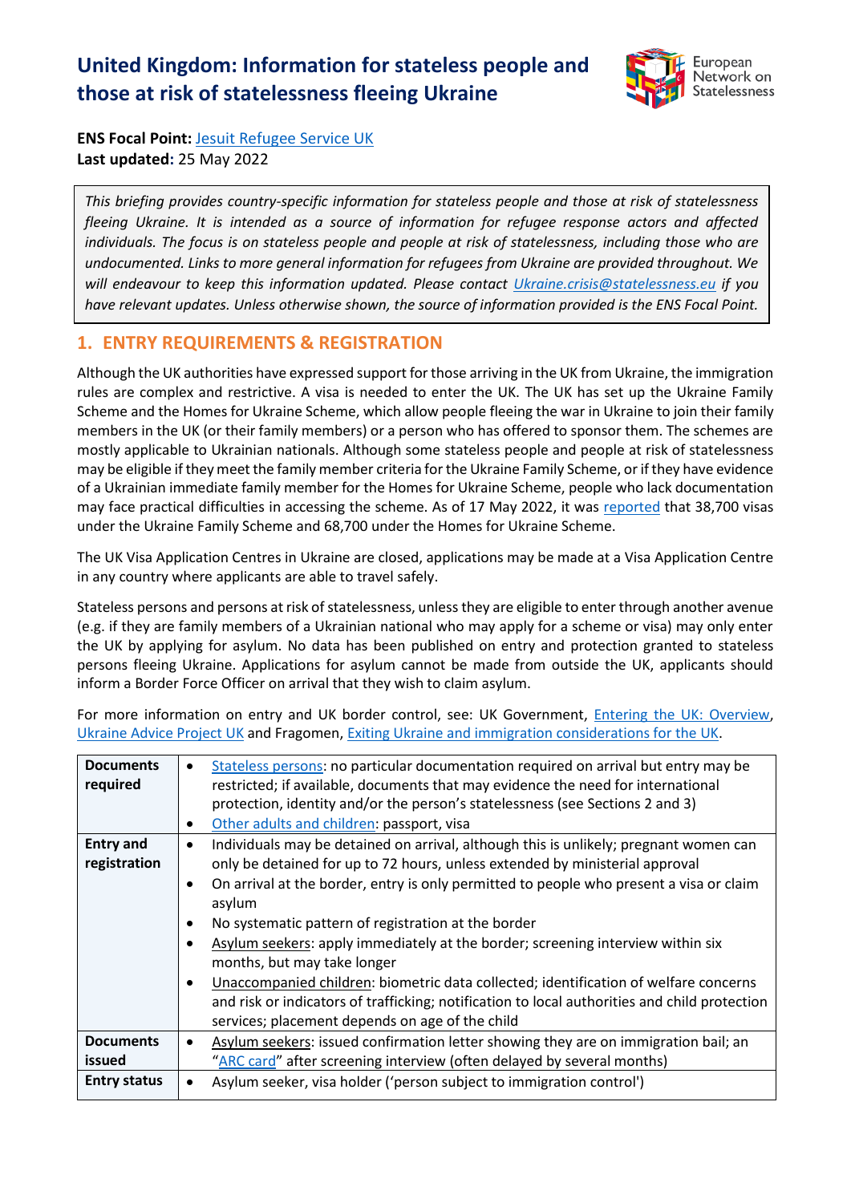# United Kingdom: Information for stateless people and those at risk of statelessness fleeing Ukraine

**ENS Focal Point:** Jesuit Refugee Service UK
**Last updated:** 25 May 2022

*This briefing provides country-specific information for stateless people and those at risk of statelessness fleeing Ukraine. It is intended as a source of information for refugee response actors and affected individuals. The focus is on stateless people and people at risk of statelessness, including those who are undocumented. Links to more general information for refugees from Ukraine are provided throughout. We will endeavour to keep this information updated. Please contact Ukraine.crisis@statelessness.eu if you have relevant updates. Unless otherwise shown, the source of information provided is the ENS Focal Point.*

## 1. ENTRY REQUIREMENTS & REGISTRATION

Although the UK authorities have expressed support for those arriving in the UK from Ukraine, the immigration rules are complex and restrictive. A visa is needed to enter the UK. The UK has set up the Ukraine Family Scheme and the Homes for Ukraine Scheme, which allow people fleeing the war in Ukraine to join their family members in the UK (or their family members) or a person who has offered to sponsor them. The schemes are mostly applicable to Ukrainian nationals. Although some stateless people and people at risk of statelessness may be eligible if they meet the family member criteria for the Ukraine Family Scheme, or if they have evidence of a Ukrainian immediate family member for the Homes for Ukraine Scheme, people who lack documentation may face practical difficulties in accessing the scheme. As of 17 May 2022, it was reported that 38,700 visas under the Ukraine Family Scheme and 68,700 under the Homes for Ukraine Scheme.

The UK Visa Application Centres in Ukraine are closed, applications may be made at a Visa Application Centre in any country where applicants are able to travel safely.

Stateless persons and persons at risk of statelessness, unless they are eligible to enter through another avenue (e.g. if they are family members of a Ukrainian national who may apply for a scheme or visa) may only enter the UK by applying for asylum. No data has been published on entry and protection granted to stateless persons fleeing Ukraine. Applications for asylum cannot be made from outside the UK, applicants should inform a Border Force Officer on arrival that they wish to claim asylum.

For more information on entry and UK border control, see: UK Government, Entering the UK: Overview, Ukraine Advice Project UK and Fragomen, Exiting Ukraine and immigration considerations for the UK.

| | |
|---|---|
| **Documents required** | • Stateless persons: no particular documentation required on arrival but entry may be restricted; if available, documents that may evidence the need for international protection, identity and/or the person's statelessness (see Sections 2 and 3)<br>• Other adults and children: passport, visa |
| **Entry and registration** | • Individuals may be detained on arrival, although this is unlikely; pregnant women can only be detained for up to 72 hours, unless extended by ministerial approval<br>• On arrival at the border, entry is only permitted to people who present a visa or claim asylum<br>• No systematic pattern of registration at the border<br>• Asylum seekers: apply immediately at the border; screening interview within six months, but may take longer<br>• Unaccompanied children: biometric data collected; identification of welfare concerns and risk or indicators of trafficking; notification to local authorities and child protection services; placement depends on age of the child |
| **Documents issued** | • Asylum seekers: issued confirmation letter showing they are on immigration bail; an "ARC card" after screening interview (often delayed by several months) |
| **Entry status** | • Asylum seeker, visa holder ('person subject to immigration control') |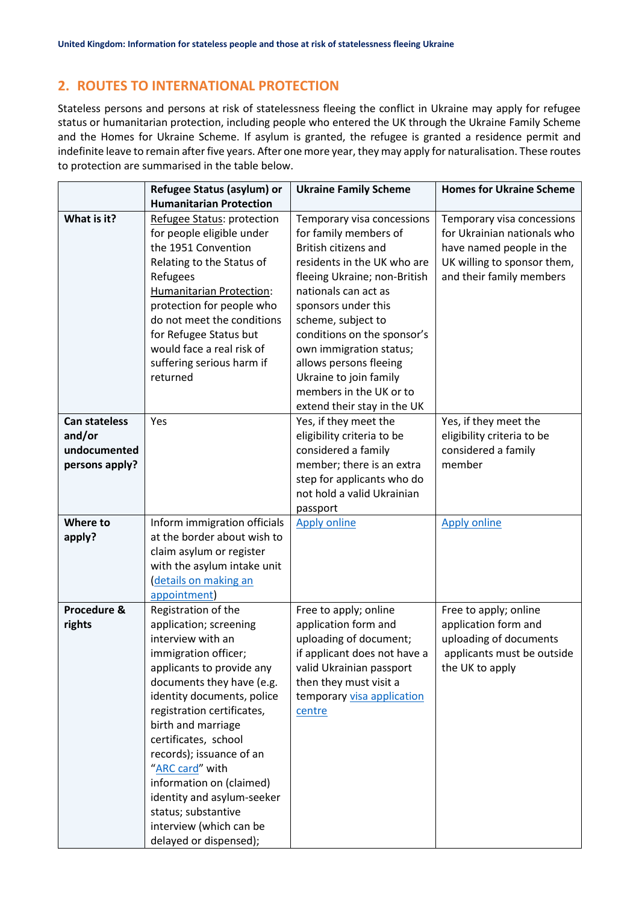## 2. ROUTES TO INTERNATIONAL PROTECTION

Stateless persons and persons at risk of statelessness fleeing the conflict in Ukraine may apply for refugee status or humanitarian protection, including people who entered the UK through the Ukraine Family Scheme and the Homes for Ukraine Scheme. If asylum is granted, the refugee is granted a residence permit and indefinite leave to remain after five years. After one more year, they may apply for naturalisation. These routes to protection are summarised in the table below.

| | **Refugee Status (asylum) or Humanitarian Protection** | **Ukraine Family Scheme** | **Homes for Ukraine Scheme** |
|---|---|---|---|
| **What is it?** | Refugee Status: protection for people eligible under the 1951 Convention Relating to the Status of Refugees<br>Humanitarian Protection: protection for people who do not meet the conditions for Refugee Status but would face a real risk of suffering serious harm if returned | Temporary visa concessions for family members of British citizens and residents in the UK who are fleeing Ukraine; non-British nationals can act as sponsors under this scheme, subject to conditions on the sponsor's own immigration status; allows persons fleeing Ukraine to join family members in the UK or to extend their stay in the UK | Temporary visa concessions for Ukrainian nationals who have named people in the UK willing to sponsor them, and their family members |
| **Can stateless and/or undocumented persons apply?** | Yes | Yes, if they meet the eligibility criteria to be considered a family member; there is an extra step for applicants who do not hold a valid Ukrainian passport | Yes, if they meet the eligibility criteria to be considered a family member |
| **Where to apply?** | Inform immigration officials at the border about wish to claim asylum or register with the asylum intake unit (details on making an appointment) | Apply online | Apply online |
| **Procedure & rights** | Registration of the application; screening interview with an immigration officer; applicants to provide any documents they have (e.g. identity documents, police registration certificates, birth and marriage certificates, school records); issuance of an "ARC card" with information on (claimed) identity and asylum-seeker status; substantive interview (which can be delayed or dispensed); | Free to apply; online application form and uploading of document; if applicant does not have a valid Ukrainian passport then they must visit a temporary visa application centre | Free to apply; online application form and uploading of documents applicants must be outside the UK to apply |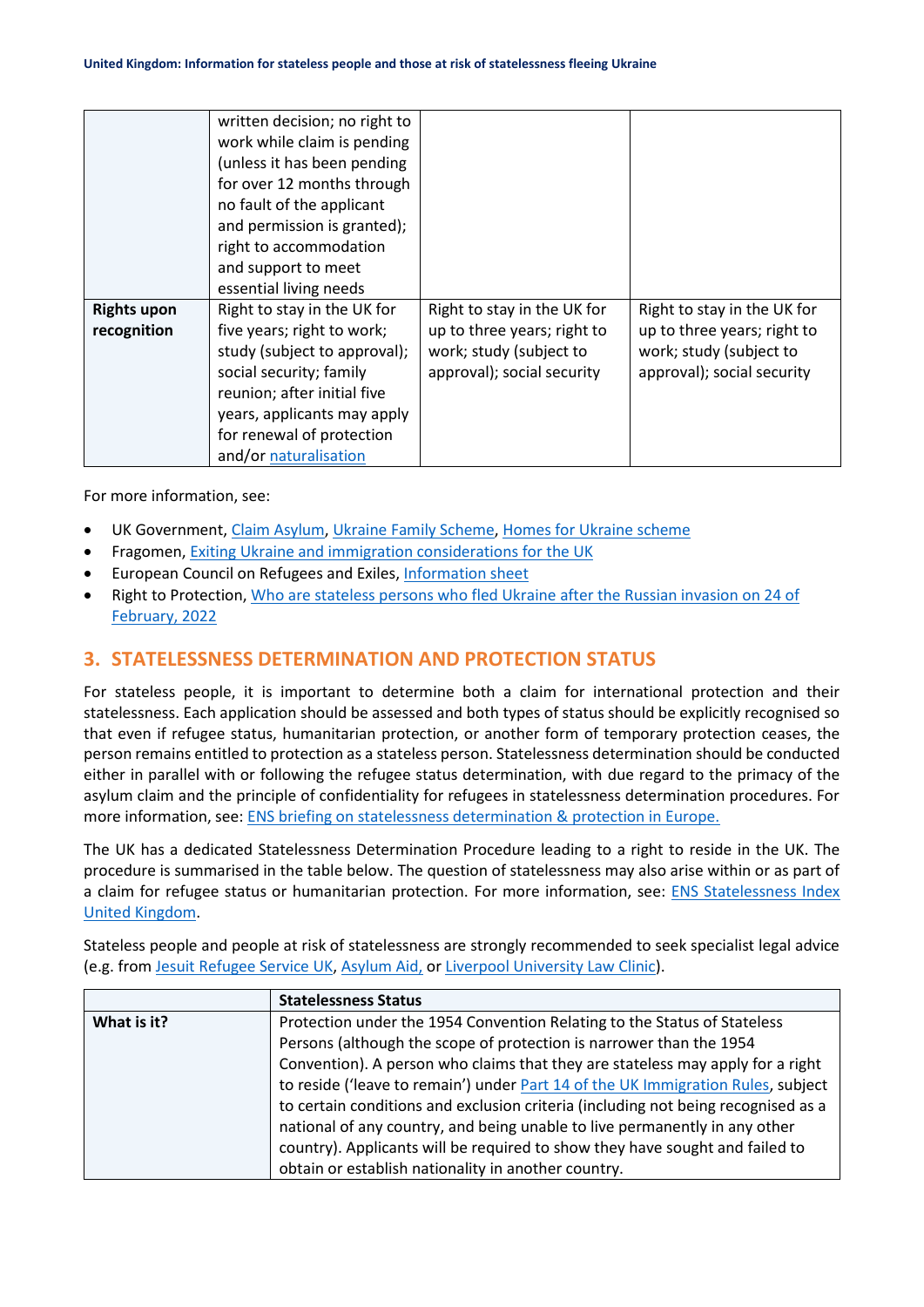| | | | |
|---|---|---|---|
| | written decision; no right to work while claim is pending (unless it has been pending for over 12 months through no fault of the applicant and permission is granted); right to accommodation and support to meet essential living needs | | |
| **Rights upon recognition** | Right to stay in the UK for five years; right to work; study (subject to approval); social security; family reunion; after initial five years, applicants may apply for renewal of protection and/or naturalisation | Right to stay in the UK for up to three years; right to work; study (subject to approval); social security | Right to stay in the UK for up to three years; right to work; study (subject to approval); social security |

For more information, see:

- UK Government, Claim Asylum, Ukraine Family Scheme, Homes for Ukraine scheme
- Fragomen, Exiting Ukraine and immigration considerations for the UK
- European Council on Refugees and Exiles, Information sheet
- Right to Protection, Who are stateless persons who fled Ukraine after the Russian invasion on 24 of February, 2022

## 3. STATELESSNESS DETERMINATION AND PROTECTION STATUS

For stateless people, it is important to determine both a claim for international protection and their statelessness. Each application should be assessed and both types of status should be explicitly recognised so that even if refugee status, humanitarian protection, or another form of temporary protection ceases, the person remains entitled to protection as a stateless person. Statelessness determination should be conducted either in parallel with or following the refugee status determination, with due regard to the primacy of the asylum claim and the principle of confidentiality for refugees in statelessness determination procedures. For more information, see: ENS briefing on statelessness determination & protection in Europe.

The UK has a dedicated Statelessness Determination Procedure leading to a right to reside in the UK. The procedure is summarised in the table below. The question of statelessness may also arise within or as part of a claim for refugee status or humanitarian protection. For more information, see: ENS Statelessness Index United Kingdom.

Stateless people and people at risk of statelessness are strongly recommended to seek specialist legal advice (e.g. from Jesuit Refugee Service UK, Asylum Aid, or Liverpool University Law Clinic).

| | **Statelessness Status** |
|---|---|
| **What is it?** | Protection under the 1954 Convention Relating to the Status of Stateless Persons (although the scope of protection is narrower than the 1954 Convention). A person who claims that they are stateless may apply for a right to reside ('leave to remain') under Part 14 of the UK Immigration Rules, subject to certain conditions and exclusion criteria (including not being recognised as a national of any country, and being unable to live permanently in any other country). Applicants will be required to show they have sought and failed to obtain or establish nationality in another country. |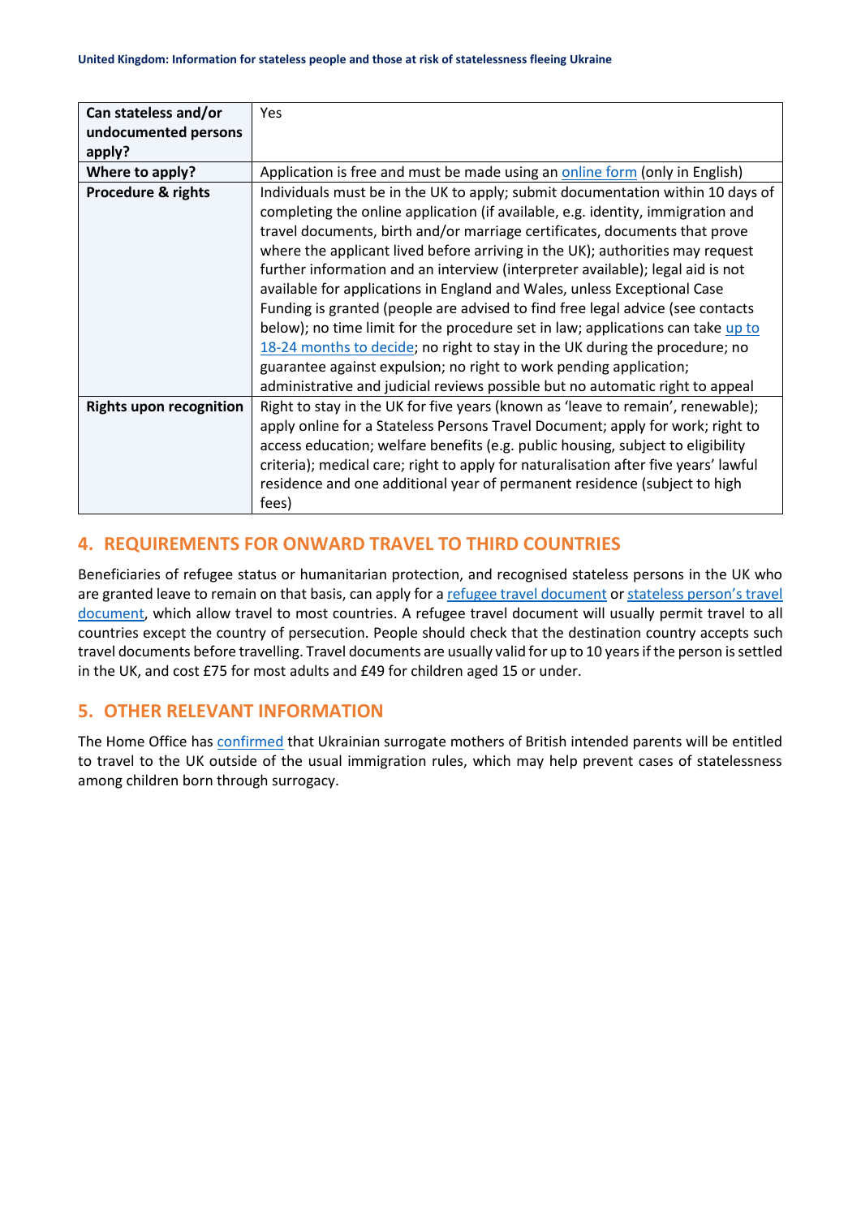| | |
|---|---|
| **Can stateless and/or undocumented persons apply?** | Yes |
| **Where to apply?** | Application is free and must be made using an online form (only in English) |
| **Procedure & rights** | Individuals must be in the UK to apply; submit documentation within 10 days of completing the online application (if available, e.g. identity, immigration and travel documents, birth and/or marriage certificates, documents that prove where the applicant lived before arriving in the UK); authorities may request further information and an interview (interpreter available); legal aid is not available for applications in England and Wales, unless Exceptional Case Funding is granted (people are advised to find free legal advice (see contacts below); no time limit for the procedure set in law; applications can take up to 18-24 months to decide; no right to stay in the UK during the procedure; no guarantee against expulsion; no right to work pending application; administrative and judicial reviews possible but no automatic right to appeal |
| **Rights upon recognition** | Right to stay in the UK for five years (known as 'leave to remain', renewable); apply online for a Stateless Persons Travel Document; apply for work; right to access education; welfare benefits (e.g. public housing, subject to eligibility criteria); medical care; right to apply for naturalisation after five years' lawful residence and one additional year of permanent residence (subject to high fees) |

## 4. REQUIREMENTS FOR ONWARD TRAVEL TO THIRD COUNTRIES

Beneficiaries of refugee status or humanitarian protection, and recognised stateless persons in the UK who are granted leave to remain on that basis, can apply for a refugee travel document or stateless person's travel document, which allow travel to most countries. A refugee travel document will usually permit travel to all countries except the country of persecution. People should check that the destination country accepts such travel documents before travelling. Travel documents are usually valid for up to 10 years if the person is settled in the UK, and cost £75 for most adults and £49 for children aged 15 or under.

## 5. OTHER RELEVANT INFORMATION

The Home Office has confirmed that Ukrainian surrogate mothers of British intended parents will be entitled to travel to the UK outside of the usual immigration rules, which may help prevent cases of statelessness among children born through surrogacy.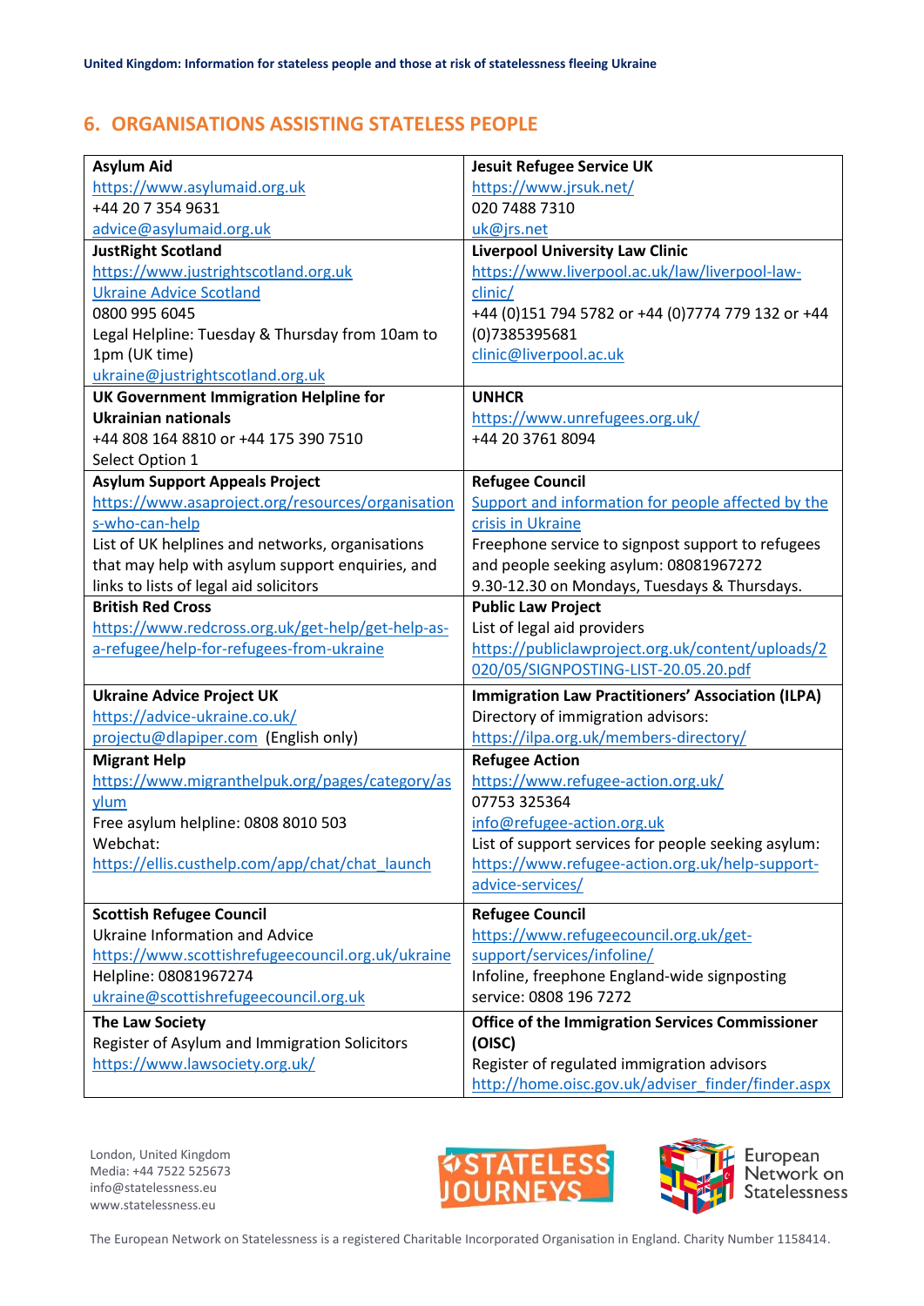## 6. ORGANISATIONS ASSISTING STATELESS PEOPLE

| | |
|---|---|
| **Asylum Aid**<br>https://www.asylumaid.org.uk<br>+44 20 7 354 9631<br>advice@asylumaid.org.uk | **Jesuit Refugee Service UK**<br>https://www.jrsuk.net/<br>020 7488 7310<br>uk@jrs.net |
| **JustRight Scotland**<br>https://www.justrightscotland.org.uk<br>Ukraine Advice Scotland<br>0800 995 6045<br>Legal Helpline: Tuesday & Thursday from 10am to 1pm (UK time)<br>ukraine@justrightscotland.org.uk | **Liverpool University Law Clinic**<br>https://www.liverpool.ac.uk/law/liverpool-law-clinic/<br>+44 (0)151 794 5782 or +44 (0)7774 779 132 or +44 (0)7385395681<br>clinic@liverpool.ac.uk |
| **UK Government Immigration Helpline for Ukrainian nationals**<br>+44 808 164 8810 or +44 175 390 7510<br>Select Option 1 | **UNHCR**<br>https://www.unrefugees.org.uk/<br>+44 20 3761 8094 |
| **Asylum Support Appeals Project**<br>https://www.asaproject.org/resources/organisations-who-can-help<br>List of UK helplines and networks, organisations that may help with asylum support enquiries, and links to lists of legal aid solicitors | **Refugee Council**<br>Support and information for people affected by the crisis in Ukraine<br>Freephone service to signpost support to refugees and people seeking asylum: 08081967272<br>9.30-12.30 on Mondays, Tuesdays & Thursdays. |
| **British Red Cross**<br>https://www.redcross.org.uk/get-help/get-help-as-a-refugee/help-for-refugees-from-ukraine | **Public Law Project**<br>List of legal aid providers<br>https://publiclawproject.org.uk/content/uploads/2020/05/SIGNPOSTING-LIST-20.05.20.pdf |
| **Ukraine Advice Project UK**<br>https://advice-ukraine.co.uk/<br>projectu@dlapiper.com (English only) | **Immigration Law Practitioners' Association (ILPA)**<br>Directory of immigration advisors:<br>https://ilpa.org.uk/members-directory/ |
| **Migrant Help**<br>https://www.migranthelpuk.org/pages/category/asylum<br>Free asylum helpline: 0808 8010 503<br>Webchat:<br>https://ellis.custhelp.com/app/chat/chat_launch | **Refugee Action**<br>https://www.refugee-action.org.uk/<br>07753 325364<br>info@refugee-action.org.uk<br>List of support services for people seeking asylum:<br>https://www.refugee-action.org.uk/help-support-advice-services/ |
| **Scottish Refugee Council**<br>Ukraine Information and Advice<br>https://www.scottishrefugeecouncil.org.uk/ukraine<br>Helpline: 08081967274<br>ukraine@scottishrefugeecouncil.org.uk | **Refugee Council**<br>https://www.refugeecouncil.org.uk/get-support/services/infoline/<br>Infoline, freephone England-wide signposting service: 0808 196 7272 |
| **The Law Society**<br>Register of Asylum and Immigration Solicitors<br>https://www.lawsociety.org.uk/ | **Office of the Immigration Services Commissioner (OISC)**<br>Register of regulated immigration advisors<br>http://home.oisc.gov.uk/adviser_finder/finder.aspx |

London, United Kingdom
Media: +44 7522 525673
info@statelessness.eu
www.statelessness.eu

STATELESS JOURNEYS

European Network on Statelessness

The European Network on Statelessness is a registered Charitable Incorporated Organisation in England. Charity Number 1158414.